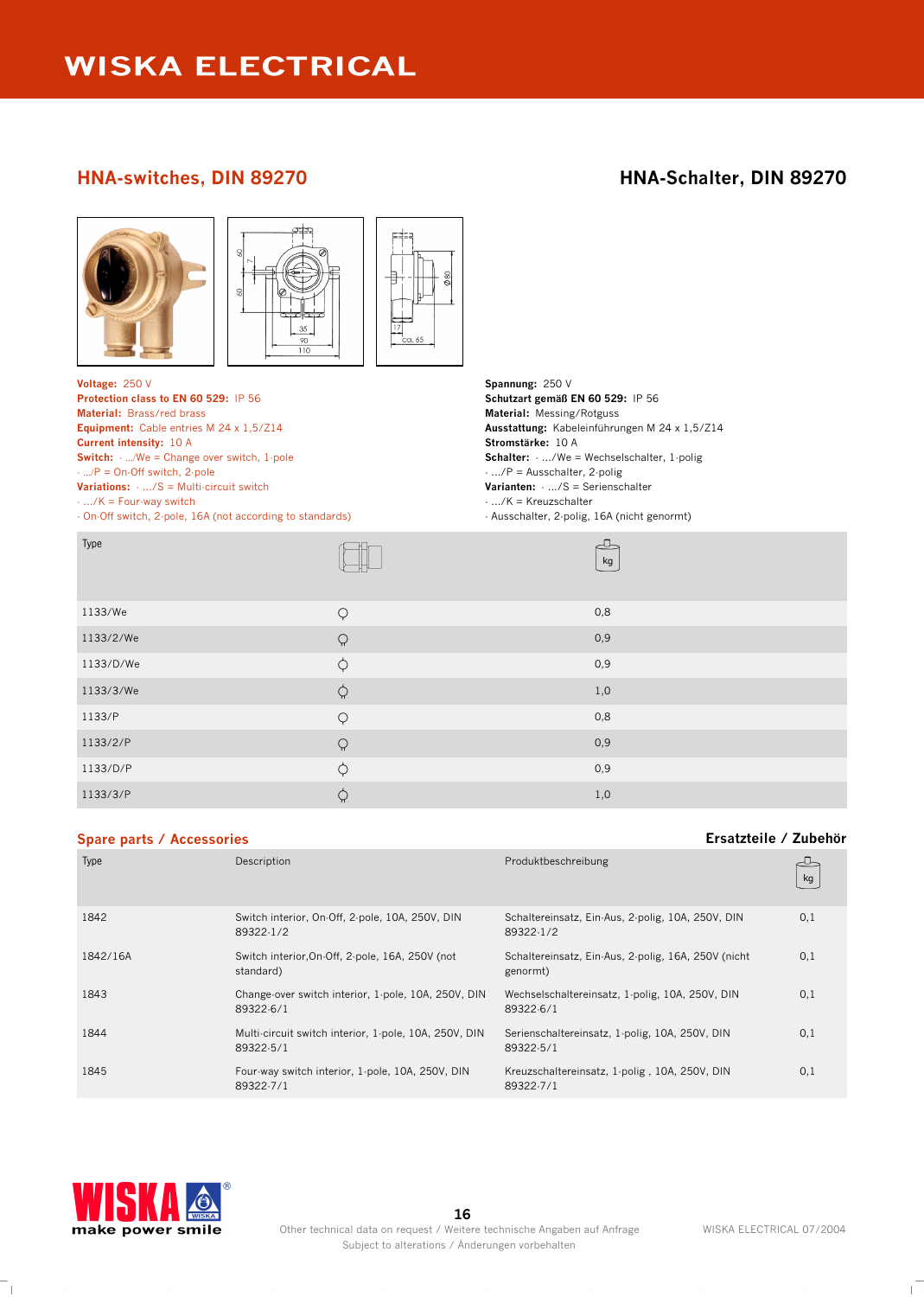# WISKA ELECTRICAL

## HNA-switches, DIN 89270

## HNA-Schalter, DIN 89270

**Voltage:** 250 V
**Protection class to EN 60 529:** IP 56
**Material:** Brass/red brass
**Equipment:** Cable entries M 24 x 1,5/Z14
**Current intensity:** 10 A
**Switch:** · .../We = Change over switch, 1-pole
· .../P = On-Off switch, 2-pole
**Variations:** · .../S = Multi-circuit switch
· .../K = Four-way switch
· On-Off switch, 2-pole, 16A (not according to standards)

**Spannung:** 250 V
**Schutzart gemäß EN 60 529:** IP 56
**Material:** Messing/Rotguss
**Ausstattung:** Kabeleinführungen M 24 x 1,5/Z14
**Stromstärke:** 10 A
**Schalter:** · .../We = Wechselschalter, 1-polig
· .../P = Ausschalter, 2-polig
**Varianten:** · .../S = Serienschalter
· .../K = Kreuzschalter
· Ausschalter, 2-polig, 16A (nicht genormt)

| Type | | kg |
|---|---|---|
| 1133/We | ♀ | 0,8 |
| 1133/2/We | ♀ | 0,9 |
| 1133/D/We | ♀ | 0,9 |
| 1133/3/We | ♀ | 1,0 |
| 1133/P | ♀ | 0,8 |
| 1133/2/P | ♀ | 0,9 |
| 1133/D/P | ♀ | 0,9 |
| 1133/3/P | ♀ | 1,0 |

## Spare parts / Accessories

## Ersatzteile / Zubehör

| Type | Description | Produktbeschreibung | kg |
|---|---|---|---|
| 1842 | Switch interior, On-Off, 2-pole, 10A, 250V, DIN 89322-1/2 | Schaltereinsatz, Ein-Aus, 2-polig, 10A, 250V, DIN 89322-1/2 | 0,1 |
| 1842/16A | Switch interior,On-Off, 2-pole, 16A, 250V (not standard) | Schaltereinsatz, Ein-Aus, 2-polig, 16A, 250V (nicht genormt) | 0,1 |
| 1843 | Change-over switch interior, 1-pole, 10A, 250V, DIN 89322-6/1 | Wechselschaltereinsatz, 1-polig, 10A, 250V, DIN 89322-6/1 | 0,1 |
| 1844 | Multi-circuit switch interior, 1-pole, 10A, 250V, DIN 89322-5/1 | Serienschaltereinsatz, 1-polig, 10A, 250V, DIN 89322-5/1 | 0,1 |
| 1845 | Four-way switch interior, 1-pole, 10A, 250V, DIN 89322-7/1 | Kreuzschaltereinsatz, 1-polig , 10A, 250V, DIN 89322-7/1 | 0,1 |

WISKA make power smile

Other technical data on request / Weitere technische Angaben auf Anfrage
Subject to alterations / Änderungen vorbehalten

WISKA ELECTRICAL 07/2004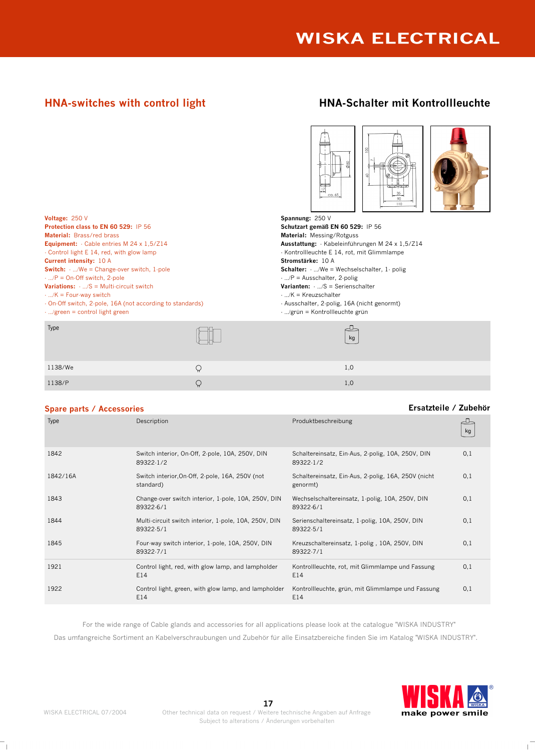## HNA-switches with control light

## HNA-Schalter mit Kontrollleuchte

**Voltage:** 250 V
**Protection class to EN 60 529:** IP 56
**Material:** Brass/red brass
**Equipment:** · Cable entries M 24 x 1,5/Z14
· Control light E 14, red, with glow lamp
**Current intensity:** 10 A
**Switch:** · .../We = Change-over switch, 1-pole
· .../P = On-Off switch, 2-pole
**Variations:** · .../S = Multi-circuit switch
· .../K = Four-way switch
· On-Off switch, 2-pole, 16A (not according to standards)
· .../green = control light green

**Spannung:** 250 V
**Schutzart gemäß EN 60 529:** IP 56
**Material:** Messing/Rotguss
**Ausstattung:** · Kabeleinführungen M 24 x 1,5/Z14
· Kontrollleuchte E 14, rot, mit Glimmlampe
**Stromstärke:** 10 A
**Schalter:** · .../We = Wechselschalter, 1- polig
· .../P = Ausschalter, 2-polig
**Varianten:** · .../S = Serienschalter
· .../K = Kreuzschalter
· Ausschalter, 2-polig, 16A (nicht genormt)
· .../grün = Kontrollleuchte grün

| Type | | kg |
|---|---|---|
| 1138/We | ○ | 1,0 |
| 1138/P | ○ | 1,0 |

### Spare parts / Accessories

### Ersatzteile / Zubehör

| Type | Description | Produktbeschreibung | kg |
|---|---|---|---|
| 1842 | Switch interior, On-Off, 2-pole, 10A, 250V, DIN 89322-1/2 | Schaltereinsatz, Ein-Aus, 2-polig, 10A, 250V, DIN 89322-1/2 | 0,1 |
| 1842/16A | Switch interior,On-Off, 2-pole, 16A, 250V (not standard) | Schaltereinsatz, Ein-Aus, 2-polig, 16A, 250V (nicht genormt) | 0,1 |
| 1843 | Change-over switch interior, 1-pole, 10A, 250V, DIN 89322-6/1 | Wechselschaltereinsatz, 1-polig, 10A, 250V, DIN 89322-6/1 | 0,1 |
| 1844 | Multi-circuit switch interior, 1-pole, 10A, 250V, DIN 89322-5/1 | Serienschaltereinsatz, 1-polig, 10A, 250V, DIN 89322-5/1 | 0,1 |
| 1845 | Four-way switch interior, 1-pole, 10A, 250V, DIN 89322-7/1 | Kreuzschaltereinsatz, 1-polig , 10A, 250V, DIN 89322-7/1 | 0,1 |
| 1921 | Control light, red, with glow lamp, and lampholder E14 | Kontrollleuchte, rot, mit Glimmlampe und Fassung E14 | 0,1 |
| 1922 | Control light, green, with glow lamp, and lampholder E14 | Kontrollleuchte, grün, mit Glimmlampe und Fassung E14 | 0,1 |

For the wide range of Cable glands and accessories for all applications please look at the catalogue "WISKA INDUSTRY"

Das umfangreiche Sortiment an Kabelverschraubungen und Zubehör für alle Einsatzbereiche finden Sie im Katalog "WISKA INDUSTRY".

WISKA ELECTRICAL 07/2004

Other technical data on request / Weitere technische Angaben auf Anfrage
Subject to alterations / Änderungen vorbehalten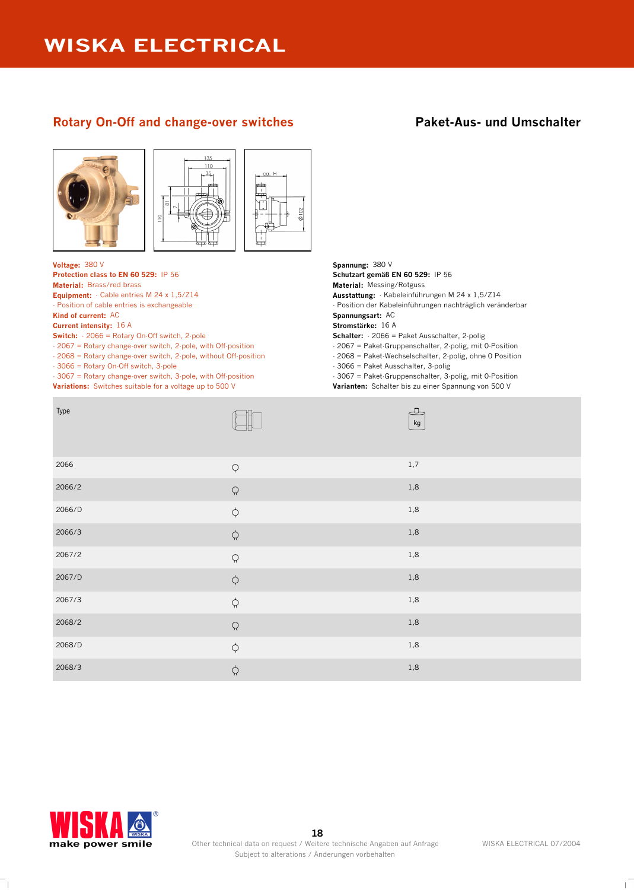# WISKA ELECTRICAL

## Rotary On-Off and change-over switches

## Paket-Aus- und Umschalter

**Voltage:** 380 V
**Protection class to EN 60 529:** IP 56
**Material:** Brass/red brass
**Equipment:** · Cable entries M 24 x 1,5/Z14
· Position of cable entries is exchangeable
**Kind of current:** AC
**Current intensity:** 16 A
**Switch:** · 2066 = Rotary On-Off switch, 2-pole
· 2067 = Rotary change-over switch, 2-pole, with Off-position
· 2068 = Rotary change-over switch, 2-pole, without Off-position
· 3066 = Rotary On-Off switch, 3-pole
· 3067 = Rotary change-over switch, 3-pole, with Off-position
**Variations:** Switches suitable for a voltage up to 500 V

**Spannung:** 380 V
**Schutzart gemäß EN 60 529:** IP 56
**Material:** Messing/Rotguss
**Ausstattung:** · Kabeleinführungen M 24 x 1,5/Z14
· Position der Kabeleinführungen nachträglich veränderbar
**Spannungsart:** AC
**Stromstärke:** 16 A
**Schalter:** · 2066 = Paket Ausschalter, 2-polig
· 2067 = Paket-Gruppenschalter, 2-polig, mit 0-Position
· 2068 = Paket-Wechselschalter, 2-polig, ohne 0 Position
· 3066 = Paket Ausschalter, 3-polig
· 3067 = Paket-Gruppenschalter, 3-polig, mit 0-Position
**Varianten:** Schalter bis zu einer Spannung von 500 V

| Type | Cable entry position | kg |
|---|---|---|
| 2066 | ⚲ | 1,7 |
| 2066/2 | ⚲ | 1,8 |
| 2066/D | ⌽ | 1,8 |
| 2066/3 | ⌽ | 1,8 |
| 2067/2 | ⚲ | 1,8 |
| 2067/D | ⌽ | 1,8 |
| 2067/3 | ⌽ | 1,8 |
| 2068/2 | ⚲ | 1,8 |
| 2068/D | ⌽ | 1,8 |
| 2068/3 | ⌽ | 1,8 |

make power smile

Other technical data on request / Weitere technische Angaben auf Anfrage
Subject to alterations / Änderungen vorbehalten

WISKA ELECTRICAL 07/2004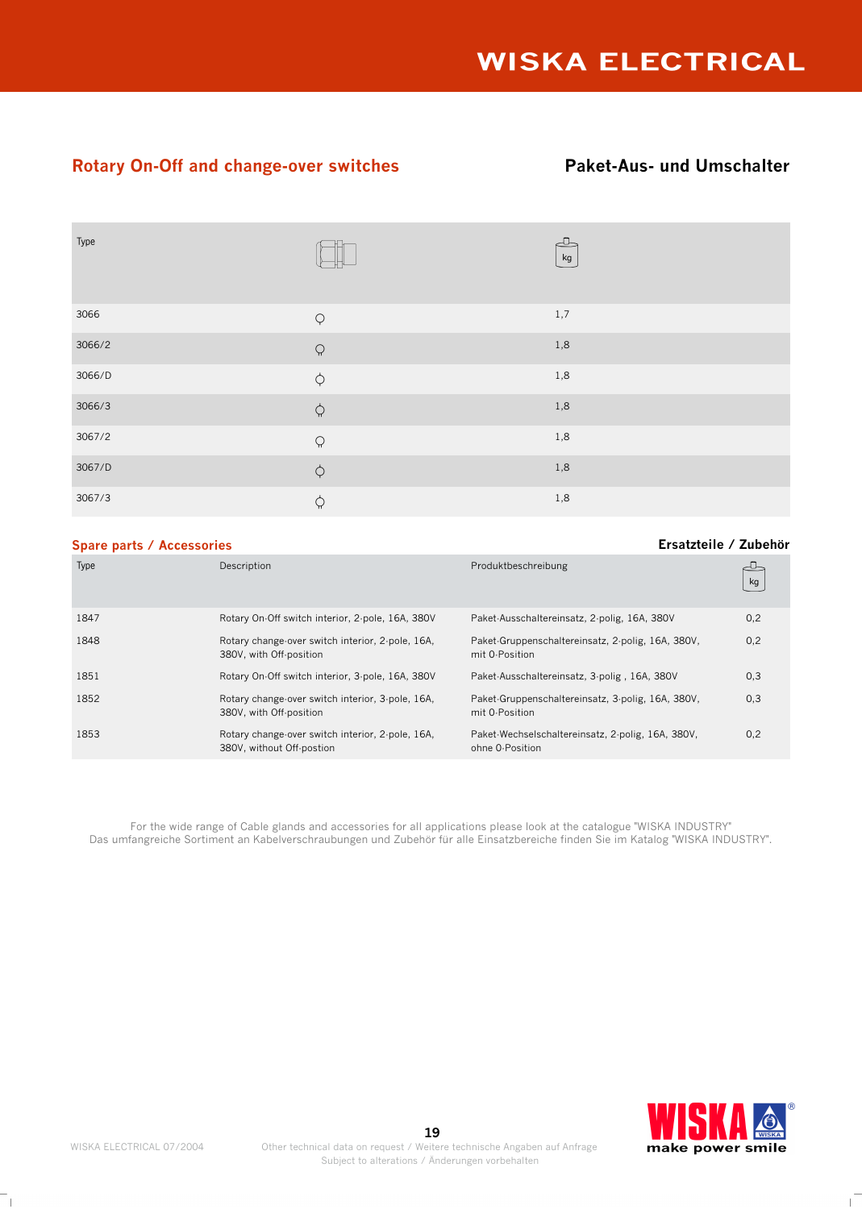## Rotary On-Off and change-over switches

## Paket-Aus- und Umschalter

| Type | | kg |
|---|---|---|
| 3066 | ♀ | 1,7 |
| 3066/2 | ♀ | 1,8 |
| 3066/D | ⏀ | 1,8 |
| 3066/3 | ⏀ | 1,8 |
| 3067/2 | ♀ | 1,8 |
| 3067/D | ⏀ | 1,8 |
| 3067/3 | ⏀ | 1,8 |

### Spare parts / Accessories

### Ersatzteile / Zubehör

| Type | Description | Produktbeschreibung | kg |
|---|---|---|---|
| 1847 | Rotary On-Off switch interior, 2-pole, 16A, 380V | Paket-Ausschaltereinsatz, 2-polig, 16A, 380V | 0,2 |
| 1848 | Rotary change-over switch interior, 2-pole, 16A, 380V, with Off-position | Paket-Gruppenschaltereinsatz, 2-polig, 16A, 380V, mit 0-Position | 0,2 |
| 1851 | Rotary On-Off switch interior, 3-pole, 16A, 380V | Paket-Ausschaltereinsatz, 3-polig , 16A, 380V | 0,3 |
| 1852 | Rotary change-over switch interior, 3-pole, 16A, 380V, with Off-position | Paket-Gruppenschaltereinsatz, 3-polig, 16A, 380V, mit 0-Position | 0,3 |
| 1853 | Rotary change-over switch interior, 2-pole, 16A, 380V, without Off-postion | Paket-Wechselschaltereinsatz, 2-polig, 16A, 380V, ohne 0-Position | 0,2 |

For the wide range of Cable glands and accessories for all applications please look at the catalogue "WISKA INDUSTRY"
Das umfangreiche Sortiment an Kabelverschraubungen und Zubehör für alle Einsatzbereiche finden Sie im Katalog "WISKA INDUSTRY".

Other technical data on request / Weitere technische Angaben auf Anfrage
Subject to alterations / Änderungen vorbehalten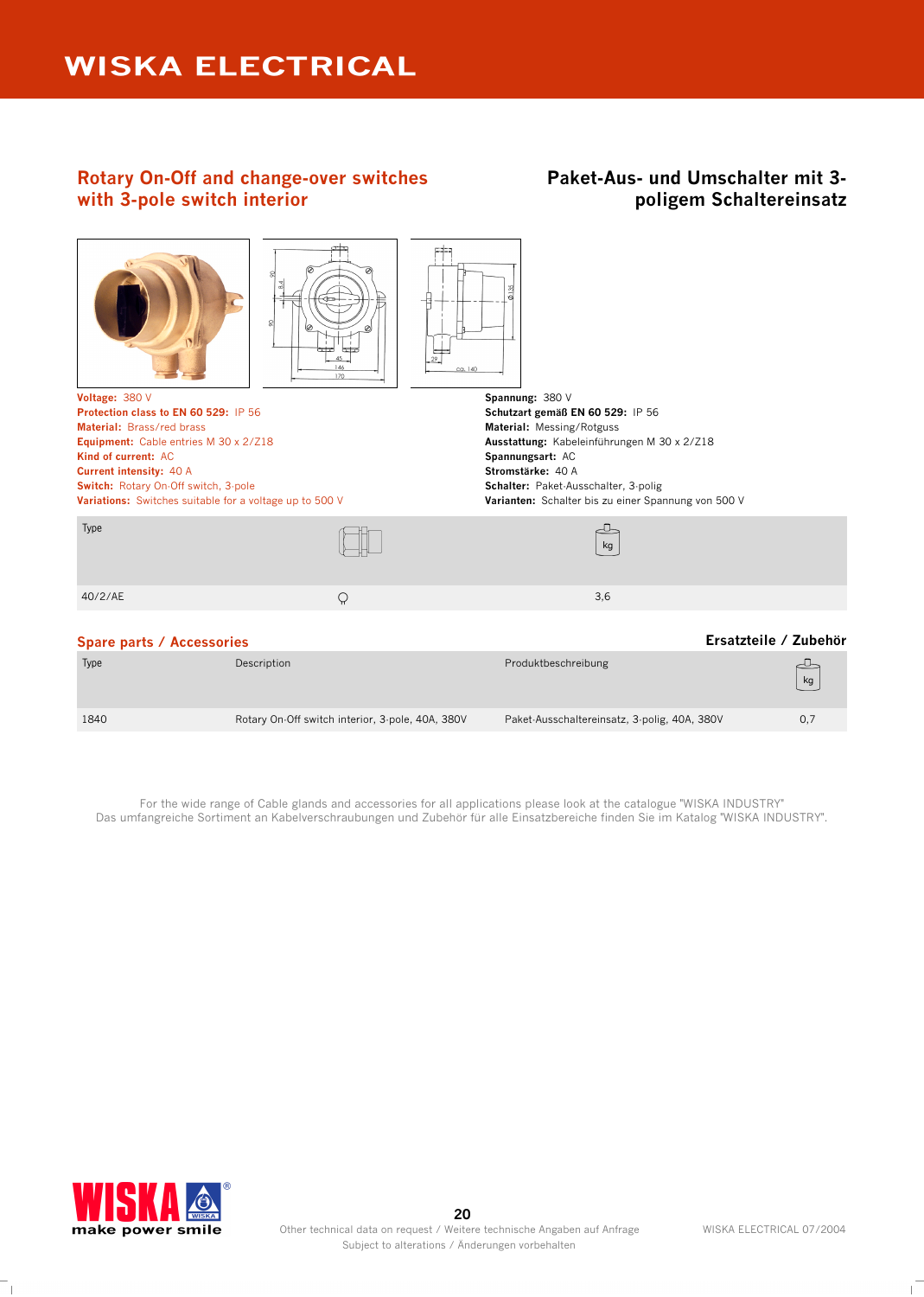## Rotary On-Off and change-over switches with 3-pole switch interior

## Paket-Aus- und Umschalter mit 3-poligem Schaltereinsatz

**Voltage:** 380 V
**Protection class to EN 60 529:** IP 56
**Material:** Brass/red brass
**Equipment:** Cable entries M 30 x 2/Z18
**Kind of current:** AC
**Current intensity:** 40 A
**Switch:** Rotary On-Off switch, 3-pole
**Variations:** Switches suitable for a voltage up to 500 V

**Spannung:** 380 V
**Schutzart gemäß EN 60 529:** IP 56
**Material:** Messing/Rotguss
**Ausstattung:** Kabeleinführungen M 30 x 2/Z18
**Spannungsart:** AC
**Stromstärke:** 40 A
**Schalter:** Paket-Ausschalter, 3-polig
**Varianten:** Schalter bis zu einer Spannung von 500 V

| Type | | kg |
|---|---|---|
| 40/2/AE | ○ | 3,6 |

### Spare parts / Accessories

### Ersatzteile / Zubehör

| Type | Description | Produktbeschreibung | kg |
|---|---|---|---|
| 1840 | Rotary On-Off switch interior, 3-pole, 40A, 380V | Paket-Ausschaltereinsatz, 3-polig, 40A, 380V | 0,7 |

For the wide range of Cable glands and accessories for all applications please look at the catalogue "WISKA INDUSTRY"
Das umfangreiche Sortiment an Kabelverschraubungen und Zubehör für alle Einsatzbereiche finden Sie im Katalog "WISKA INDUSTRY".

Other technical data on request / Weitere technische Angaben auf Anfrage
Subject to alterations / Änderungen vorbehalten